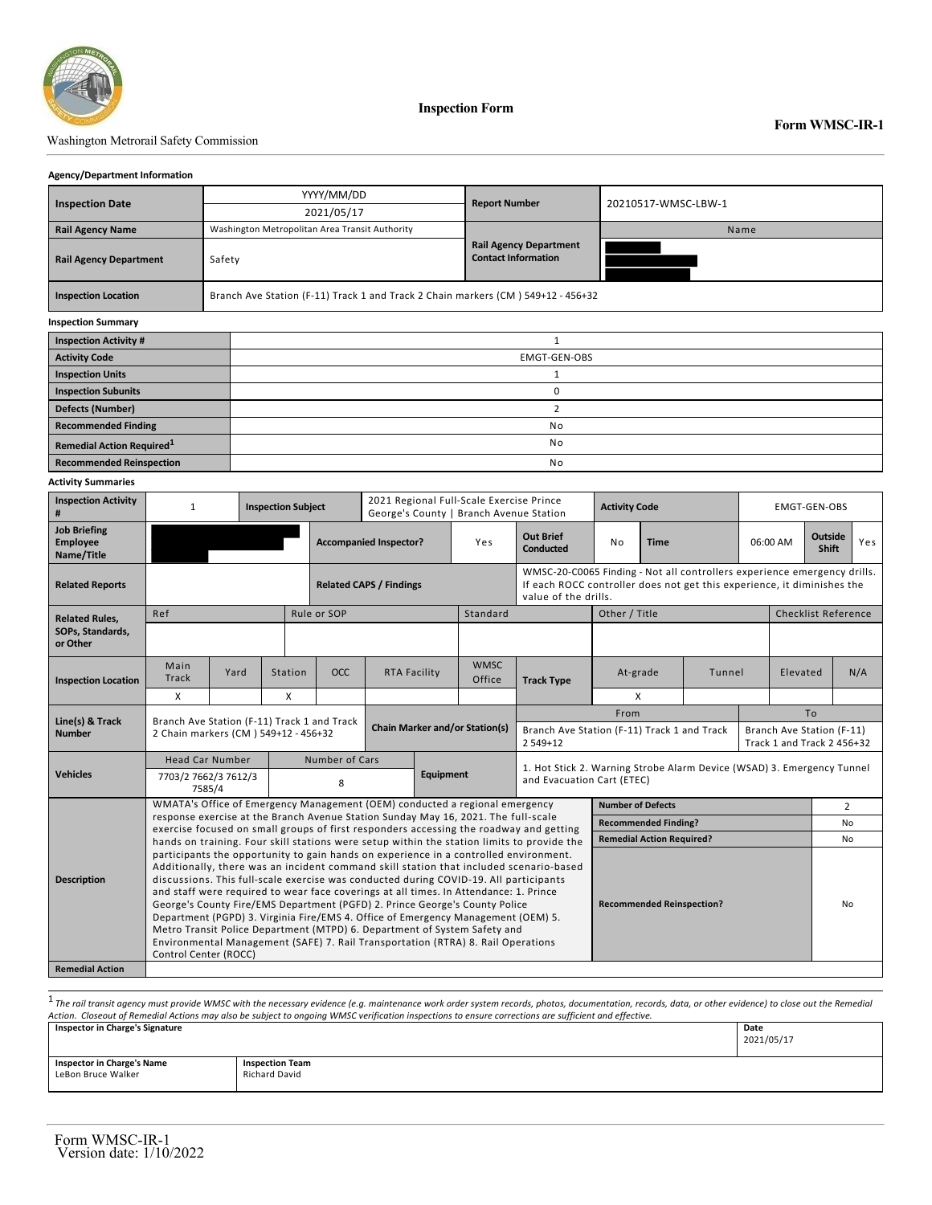Washington Metrorail Safety Commission

# Inspection Form

**Form WMSC-IR-1**

**Agency/Department Information**

| **Inspection Date** | YYYY/MM/DD<br>2021/05/17 | **Report Number** | 20210517-WMSC-LBW-1 |
|---|---|---|---|
| **Rail Agency Name** | Washington Metropolitan Area Transit Authority | **Rail Agency Department Contact Information** | Name |
| **Rail Agency Department** | Safety | | |
| **Inspection Location** | Branch Ave Station (F-11) Track 1 and Track 2 Chain markers (CM ) 549+12 - 456+32 | | |

**Inspection Summary**

| | |
|---|---|
| **Inspection Activity #** | 1 |
| **Activity Code** | EMGT-GEN-OBS |
| **Inspection Units** | 1 |
| **Inspection Subunits** | 0 |
| **Defects (Number)** | 2 |
| **Recommended Finding** | No |
| **Remedial Action Required**[1] | No |
| **Recommended Reinspection** | No |

**Activity Summaries**

| **Inspection Activity #** | 1 | **Inspection Subject** | 2021 Regional Full-Scale Exercise Prince George's County \| Branch Avenue Station | **Activity Code** | EMGT-GEN-OBS |
|---|---|---|---|---|---|
| **Job Briefing Employee Name/Title** | | **Accompanied Inspector?** | Yes | **Out Brief Conducted** | No |
| **Time** | 06:00 AM | **Outside Shift** | Yes | | |
| **Related Reports** | | **Related CAPS / Findings** | WMSC-20-C0065 Finding - Not all controllers experience emergency drills. If each ROCC controller does not get this experience, it diminishes the value of the drills. | | |

| **Related Rules, SOPs, Standards, or Other** | Ref | Rule or SOP | Standard | Other / Title | Checklist Reference |
|---|---|---|---|---|---|
| | | | | | |

| **Inspection Location** | Main Track | Yard | Station | OCC | RTA Facility | WMSC Office |
|---|---|---|---|---|---|---|
| | X | | X | | | |

| **Track Type** | At-grade | Tunnel | Elevated | N/A |
|---|---|---|---|---|
| | X | | | |

| **Line(s) & Track Number** | Branch Ave Station (F-11) Track 1 and Track 2 Chain markers (CM ) 549+12 - 456+32 |
|---|---|
| **Chain Marker and/or Station(s)** | From: Branch Ave Station (F-11) Track 1 and Track 2 549+12<br>To: Branch Ave Station (F-11) Track 1 and Track 2 456+32 |

| **Vehicles** | Head Car Number | Number of Cars | **Equipment** |
|---|---|---|---|
| | 7703/2 7662/3 7612/3 7585/4 | 8 | 1. Hot Stick 2. Warning Strobe Alarm Device (WSAD) 3. Emergency Tunnel and Evacuation Cart (ETEC) |

| **Description** | | | |
|---|---|---|---|
| WMATA's Office of Emergency Management (OEM) conducted a regional emergency response exercise at the Branch Avenue Station Sunday May 16, 2021. The full-scale exercise focused on small groups of first responders accessing the roadway and getting hands on training. Four skill stations were setup within the station limits to provide the participants the opportunity to gain hands on experience in a controlled environment. Additionally, there was an incident command skill station that included scenario-based discussions. This full-scale exercise was conducted during COVID-19. All participants and staff were required to wear face coverings at all times. In Attendance: 1. Prince George's County Fire/EMS Department (PGFD) 2. Prince George's County Police Department (PGPD) 3. Virginia Fire/EMS 4. Office of Emergency Management (OEM) 5. Metro Transit Police Department (MTPD) 6. Department of System Safety and Environmental Management (SAFE) 7. Rail Transportation (RTRA) 8. Rail Operations Control Center (ROCC) | **Number of Defects** | 2 | |
| | **Recommended Finding?** | No | |
| | **Remedial Action Required?** | No | |
| | **Recommended Reinspection?** | No | |
| **Remedial Action** | | | |

[1] *The rail transit agency must provide WMSC with the necessary evidence (e.g. maintenance work order system records, photos, documentation, records, data, or other evidence) to close out the Remedial Action. Closeout of Remedial Actions may also be subject to ongoing WMSC verification inspections to ensure corrections are sufficient and effective.*

| **Inspector in Charge's Signature** | | **Date**<br>2021/05/17 |
|---|---|---|
| **Inspector in Charge's Name**<br>LeBon Bruce Walker | **Inspection Team**<br>Richard David | |

Form WMSC-IR-1
Version date: 1/10/2022